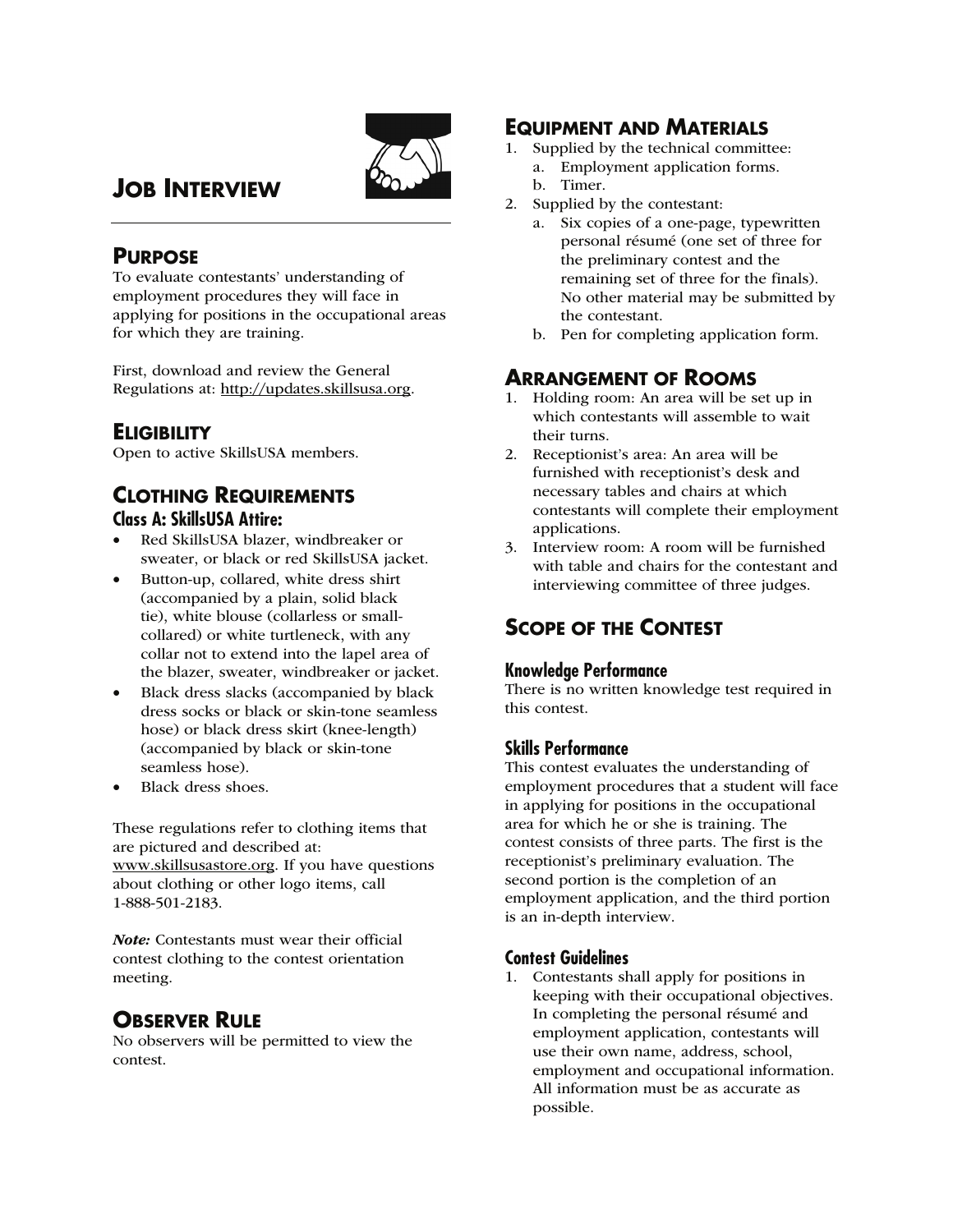# JOB INTERVIEW

## PURPOSE

To evaluate contestants' understanding of employment procedures they will face in applying for positions in the occupational areas for which they are training.

First, download and review the General Regulations at: http://updates.skillsusa.org.

## ELIGIBILITY

Open to active SkillsUSA members.

## CLOTHING REQUIREMENTS

### Class A: SkillsUSA Attire:

- Red SkillsUSA blazer, windbreaker or sweater, or black or red SkillsUSA jacket.
- Button-up, collared, white dress shirt (accompanied by a plain, solid black tie), white blouse (collarless or small-collared) or white turtleneck, with any collar not to extend into the lapel area of the blazer, sweater, windbreaker or jacket.
- Black dress slacks (accompanied by black dress socks or black or skin-tone seamless hose) or black dress skirt (knee-length) (accompanied by black or skin-tone seamless hose).
- Black dress shoes.

These regulations refer to clothing items that are pictured and described at: www.skillsusastore.org. If you have questions about clothing or other logo items, call 1-888-501-2183.

***Note:*** Contestants must wear their official contest clothing to the contest orientation meeting.

## OBSERVER RULE

No observers will be permitted to view the contest.

## EQUIPMENT AND MATERIALS

1. Supplied by the technical committee:
   a. Employment application forms.
   b. Timer.
2. Supplied by the contestant:
   a. Six copies of a one-page, typewritten personal résumé (one set of three for the preliminary contest and the remaining set of three for the finals). No other material may be submitted by the contestant.
   b. Pen for completing application form.

## ARRANGEMENT OF ROOMS

1. Holding room: An area will be set up in which contestants will assemble to wait their turns.
2. Receptionist's area: An area will be furnished with receptionist's desk and necessary tables and chairs at which contestants will complete their employment applications.
3. Interview room: A room will be furnished with table and chairs for the contestant and interviewing committee of three judges.

## SCOPE OF THE CONTEST

### Knowledge Performance

There is no written knowledge test required in this contest.

### Skills Performance

This contest evaluates the understanding of employment procedures that a student will face in applying for positions in the occupational area for which he or she is training. The contest consists of three parts. The first is the receptionist's preliminary evaluation. The second portion is the completion of an employment application, and the third portion is an in-depth interview.

### Contest Guidelines

1. Contestants shall apply for positions in keeping with their occupational objectives. In completing the personal résumé and employment application, contestants will use their own name, address, school, employment and occupational information. All information must be as accurate as possible.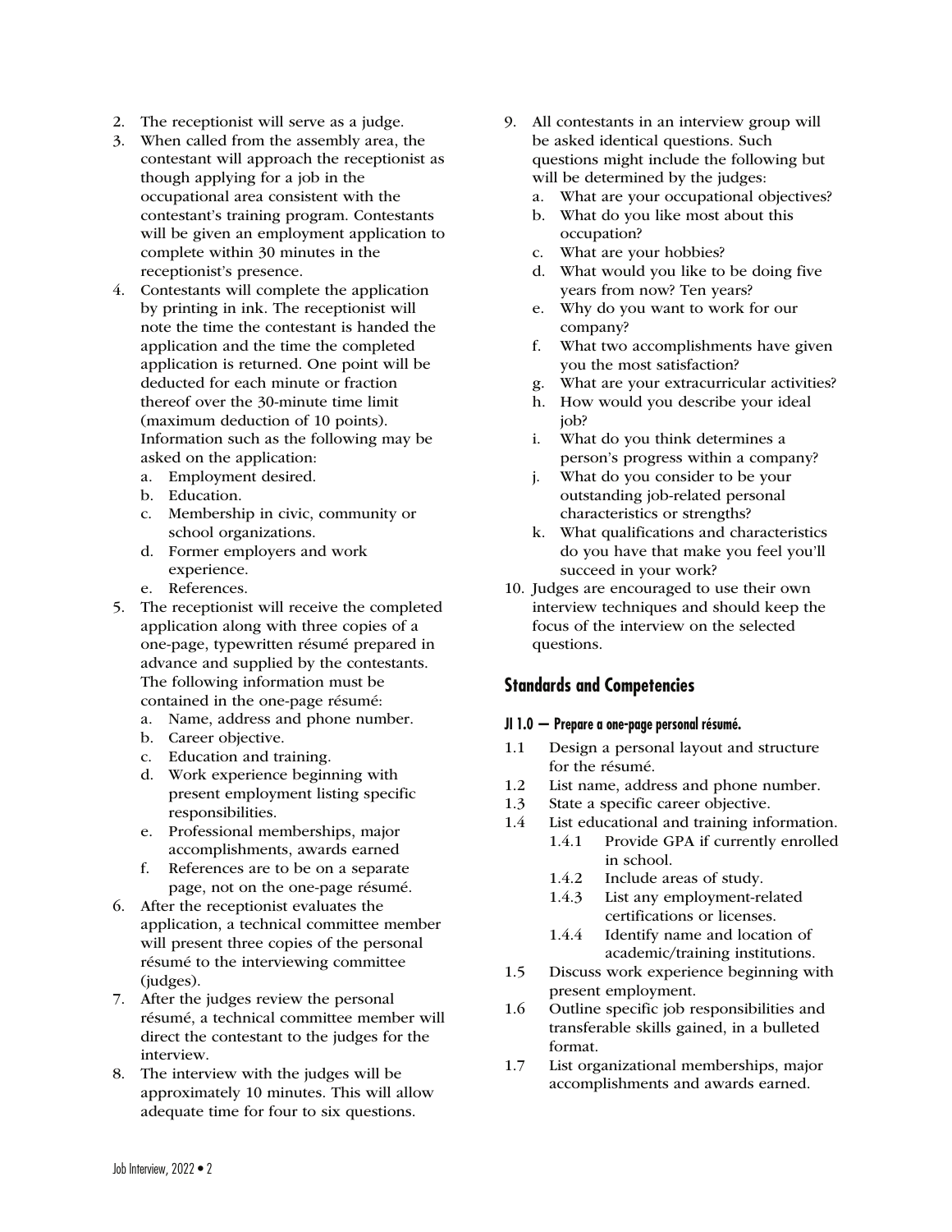2. The receptionist will serve as a judge.
3. When called from the assembly area, the contestant will approach the receptionist as though applying for a job in the occupational area consistent with the contestant's training program. Contestants will be given an employment application to complete within 30 minutes in the receptionist's presence.
4. Contestants will complete the application by printing in ink. The receptionist will note the time the contestant is handed the application and the time the completed application is returned. One point will be deducted for each minute or fraction thereof over the 30-minute time limit (maximum deduction of 10 points). Information such as the following may be asked on the application:
   a. Employment desired.
   b. Education.
   c. Membership in civic, community or school organizations.
   d. Former employers and work experience.
   e. References.
5. The receptionist will receive the completed application along with three copies of a one-page, typewritten résumé prepared in advance and supplied by the contestants. The following information must be contained in the one-page résumé:
   a. Name, address and phone number.
   b. Career objective.
   c. Education and training.
   d. Work experience beginning with present employment listing specific responsibilities.
   e. Professional memberships, major accomplishments, awards earned
   f. References are to be on a separate page, not on the one-page résumé.
6. After the receptionist evaluates the application, a technical committee member will present three copies of the personal résumé to the interviewing committee (judges).
7. After the judges review the personal résumé, a technical committee member will direct the contestant to the judges for the interview.
8. The interview with the judges will be approximately 10 minutes. This will allow adequate time for four to six questions.
9. All contestants in an interview group will be asked identical questions. Such questions might include the following but will be determined by the judges:
   a. What are your occupational objectives?
   b. What do you like most about this occupation?
   c. What are your hobbies?
   d. What would you like to be doing five years from now? Ten years?
   e. Why do you want to work for our company?
   f. What two accomplishments have given you the most satisfaction?
   g. What are your extracurricular activities?
   h. How would you describe your ideal job?
   i. What do you think determines a person's progress within a company?
   j. What do you consider to be your outstanding job-related personal characteristics or strengths?
   k. What qualifications and characteristics do you have that make you feel you'll succeed in your work?
10. Judges are encouraged to use their own interview techniques and should keep the focus of the interview on the selected questions.

## Standards and Competencies

#### JI 1.0 — Prepare a one-page personal résumé.

1.1 Design a personal layout and structure for the résumé.

1.2 List name, address and phone number.

1.3 State a specific career objective.

1.4 List educational and training information.

- 1.4.1 Provide GPA if currently enrolled in school.
- 1.4.2 Include areas of study.
- 1.4.3 List any employment-related certifications or licenses.
- 1.4.4 Identify name and location of academic/training institutions.

1.5 Discuss work experience beginning with present employment.

1.6 Outline specific job responsibilities and transferable skills gained, in a bulleted format.

1.7 List organizational memberships, major accomplishments and awards earned.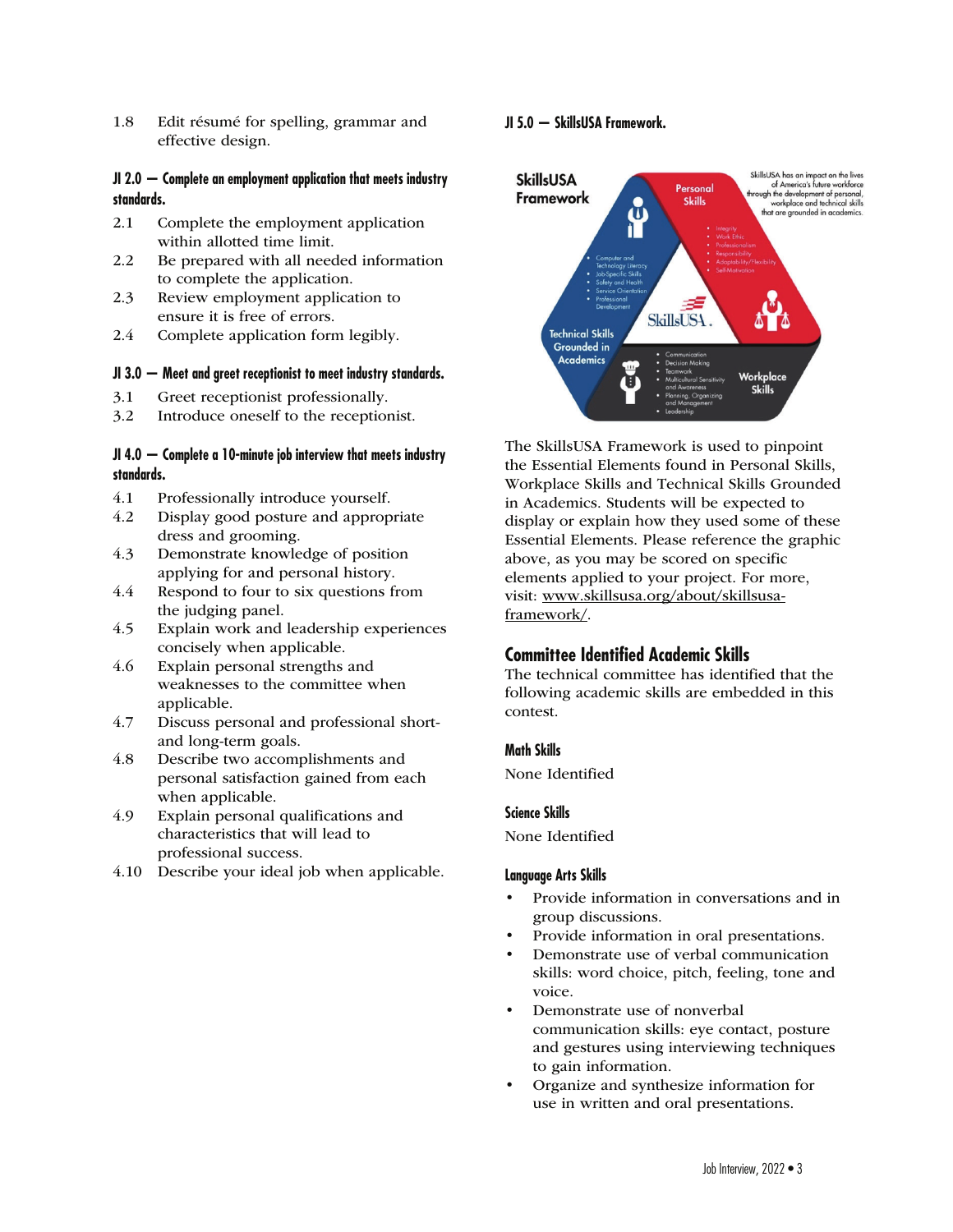1.8 Edit résumé for spelling, grammar and effective design.

### JI 2.0 — Complete an employment application that meets industry standards.

2.1 Complete the employment application within allotted time limit.
2.2 Be prepared with all needed information to complete the application.
2.3 Review employment application to ensure it is free of errors.
2.4 Complete application form legibly.

### JI 3.0 — Meet and greet receptionist to meet industry standards.

3.1 Greet receptionist professionally.
3.2 Introduce oneself to the receptionist.

### JI 4.0 — Complete a 10-minute job interview that meets industry standards.

4.1 Professionally introduce yourself.
4.2 Display good posture and appropriate dress and grooming.
4.3 Demonstrate knowledge of position applying for and personal history.
4.4 Respond to four to six questions from the judging panel.
4.5 Explain work and leadership experiences concisely when applicable.
4.6 Explain personal strengths and weaknesses to the committee when applicable.
4.7 Discuss personal and professional short- and long-term goals.
4.8 Describe two accomplishments and personal satisfaction gained from each when applicable.
4.9 Explain personal qualifications and characteristics that will lead to professional success.
4.10 Describe your ideal job when applicable.

### JI 5.0 — SkillsUSA Framework.

SkillsUSA Framework

SkillsUSA has an impact on the lives of America's future workforce through the development of personal, workplace and technical skills that are grounded in academics.

Personal Skills
- Integrity
- Work Ethic
- Professionalism
- Responsibility
- Adaptability/Flexibility
- Self-Motivation

Technical Skills Grounded in Academics
- Computer and Technology Literacy
- Job-Specific Skills
- Safety and Health
- Service Orientation
- Professional Development

Workplace Skills
- Communication
- Decision Making
- Teamwork
- Multicultural Sensitivity and Awareness
- Planning, Organizing and Management
- Leadership

The SkillsUSA Framework is used to pinpoint the Essential Elements found in Personal Skills, Workplace Skills and Technical Skills Grounded in Academics. Students will be expected to display or explain how they used some of these Essential Elements. Please reference the graphic above, as you may be scored on specific elements applied to your project. For more, visit: www.skillsusa.org/about/skillsusa-framework/.

## Committee Identified Academic Skills

The technical committee has identified that the following academic skills are embedded in this contest.

### Math Skills

None Identified

### Science Skills

None Identified

### Language Arts Skills

- Provide information in conversations and in group discussions.
- Provide information in oral presentations.
- Demonstrate use of verbal communication skills: word choice, pitch, feeling, tone and voice.
- Demonstrate use of nonverbal communication skills: eye contact, posture and gestures using interviewing techniques to gain information.
- Organize and synthesize information for use in written and oral presentations.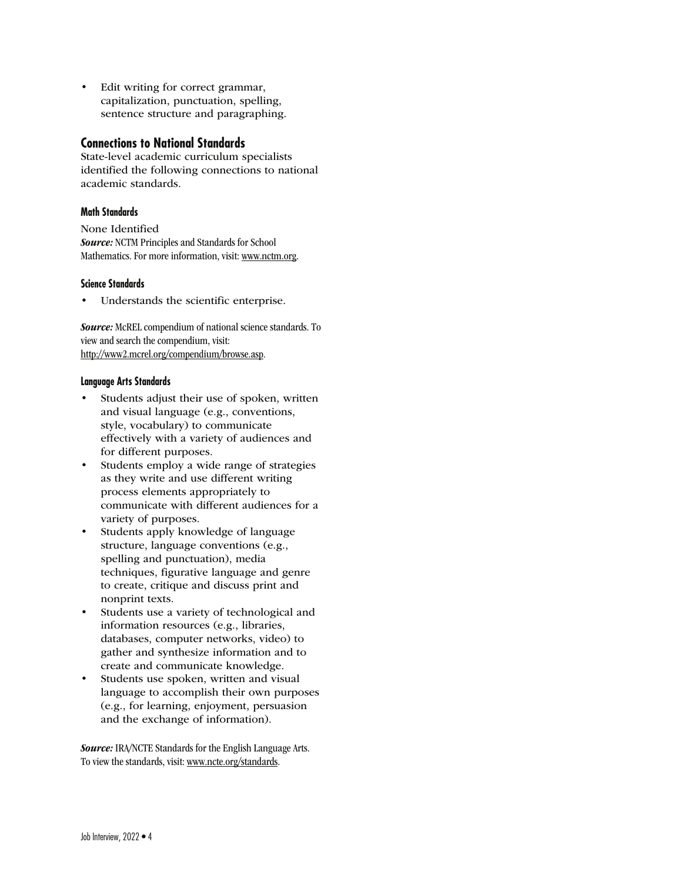- Edit writing for correct grammar, capitalization, punctuation, spelling, sentence structure and paragraphing.

## Connections to National Standards

State-level academic curriculum specialists identified the following connections to national academic standards.

### Math Standards

None Identified

***Source:*** NCTM Principles and Standards for School Mathematics. For more information, visit: www.nctm.org.

### Science Standards

- Understands the scientific enterprise.

***Source:*** McREL compendium of national science standards. To view and search the compendium, visit: http://www2.mcrel.org/compendium/browse.asp.

### Language Arts Standards

- Students adjust their use of spoken, written and visual language (e.g., conventions, style, vocabulary) to communicate effectively with a variety of audiences and for different purposes.
- Students employ a wide range of strategies as they write and use different writing process elements appropriately to communicate with different audiences for a variety of purposes.
- Students apply knowledge of language structure, language conventions (e.g., spelling and punctuation), media techniques, figurative language and genre to create, critique and discuss print and nonprint texts.
- Students use a variety of technological and information resources (e.g., libraries, databases, computer networks, video) to gather and synthesize information and to create and communicate knowledge.
- Students use spoken, written and visual language to accomplish their own purposes (e.g., for learning, enjoyment, persuasion and the exchange of information).

***Source:*** IRA/NCTE Standards for the English Language Arts. To view the standards, visit: www.ncte.org/standards.